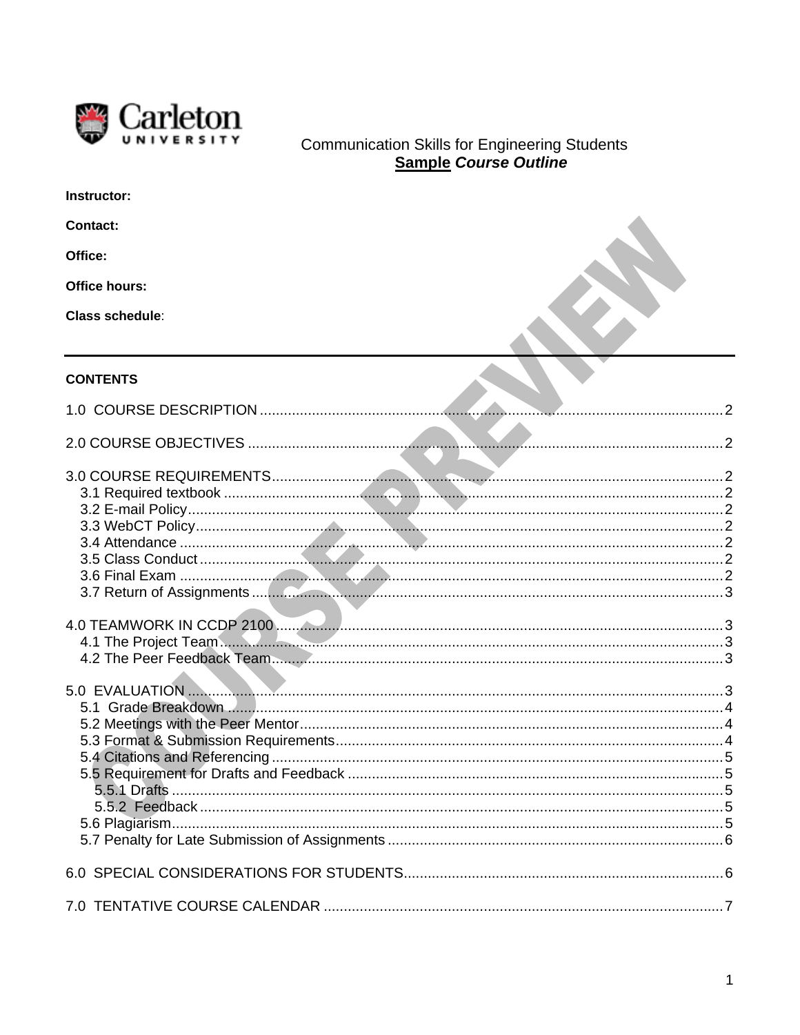Communication Skills for Engineering Students

**Sample** ***Course Outline***

**Instructor:**

**Contact:**

**Office:**

**Office hours:**

**Class schedule**:

---

**CONTENTS**

1.0 COURSE DESCRIPTION ........ 2

2.0 COURSE OBJECTIVES ........ 2

3.0 COURSE REQUIREMENTS ........ 2
- 3.1 Required textbook ........ 2
- 3.2 E-mail Policy ........ 2
- 3.3 WebCT Policy ........ 2
- 3.4 Attendance ........ 2
- 3.5 Class Conduct ........ 2
- 3.6 Final Exam ........ 2
- 3.7 Return of Assignments ........ 3

4.0 TEAMWORK IN CCDP 2100 ........ 3
- 4.1 The Project Team ........ 3
- 4.2 The Peer Feedback Team ........ 3

5.0 EVALUATION ........ 3
- 5.1 Grade Breakdown ........ 4
- 5.2 Meetings with the Peer Mentor ........ 4
- 5.3 Format & Submission Requirements ........ 4
- 5.4 Citations and Referencing ........ 5
- 5.5 Requirement for Drafts and Feedback ........ 5
  - 5.5.1 Drafts ........ 5
  - 5.5.2 Feedback ........ 5
- 5.6 Plagiarism ........ 5
- 5.7 Penalty for Late Submission of Assignments ........ 6

6.0 SPECIAL CONSIDERATIONS FOR STUDENTS ........ 6

7.0 TENTATIVE COURSE CALENDAR ........ 7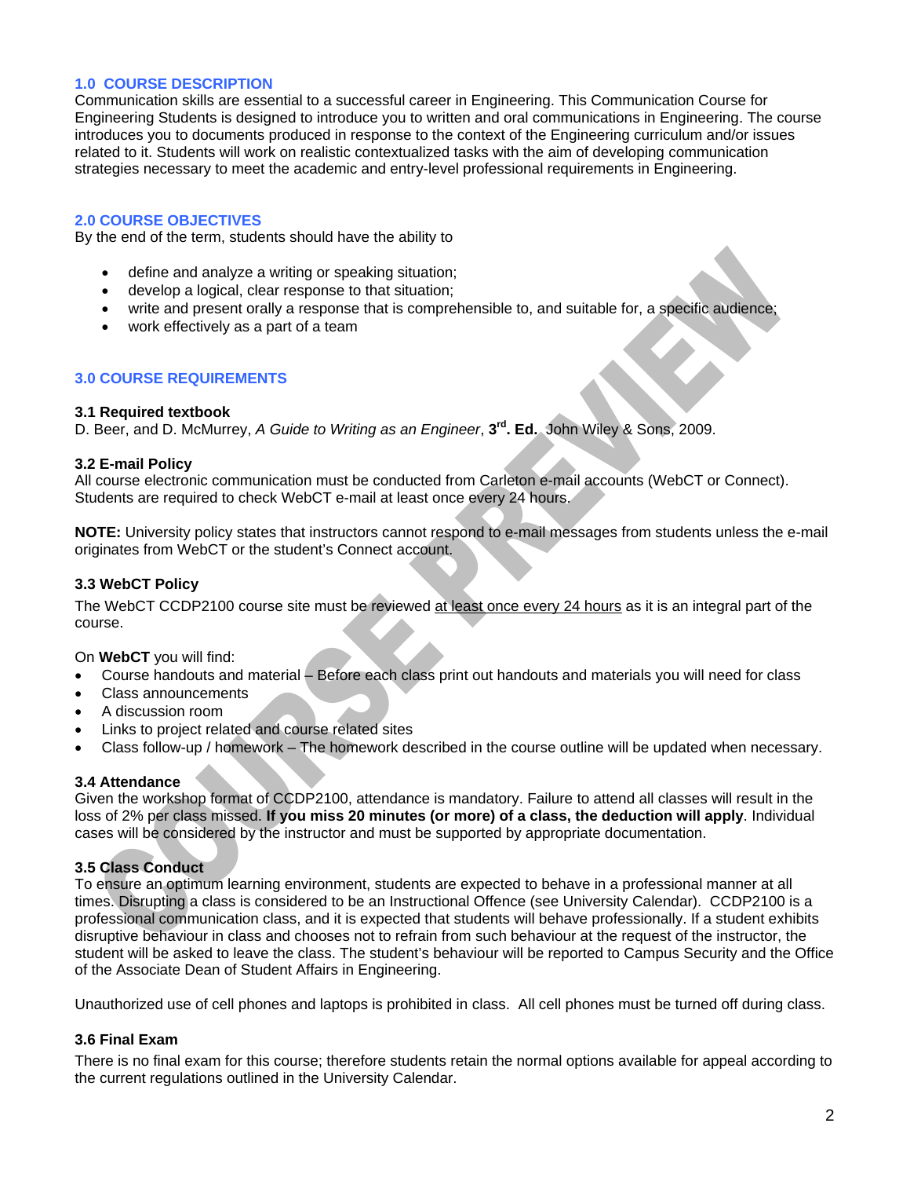## 1.0 COURSE DESCRIPTION

Communication skills are essential to a successful career in Engineering. This Communication Course for Engineering Students is designed to introduce you to written and oral communications in Engineering. The course introduces you to documents produced in response to the context of the Engineering curriculum and/or issues related to it. Students will work on realistic contextualized tasks with the aim of developing communication strategies necessary to meet the academic and entry-level professional requirements in Engineering.

## 2.0 COURSE OBJECTIVES

By the end of the term, students should have the ability to

- define and analyze a writing or speaking situation;
- develop a logical, clear response to that situation;
- write and present orally a response that is comprehensible to, and suitable for, a specific audience;
- work effectively as a part of a team

## 3.0 COURSE REQUIREMENTS

### 3.1 Required textbook

D. Beer, and D. McMurrey, *A Guide to Writing as an Engineer*, **3rd. Ed.** John Wiley & Sons, 2009.

### 3.2 E-mail Policy

All course electronic communication must be conducted from Carleton e-mail accounts (WebCT or Connect). Students are required to check WebCT e-mail at least once every 24 hours.

**NOTE:** University policy states that instructors cannot respond to e-mail messages from students unless the e-mail originates from WebCT or the student's Connect account.

### 3.3 WebCT Policy

The WebCT CCDP2100 course site must be reviewed at least once every 24 hours as it is an integral part of the course.

On **WebCT** you will find:

- Course handouts and material – Before each class print out handouts and materials you will need for class
- Class announcements
- A discussion room
- Links to project related and course related sites
- Class follow-up / homework – The homework described in the course outline will be updated when necessary.

### 3.4 Attendance

Given the workshop format of CCDP2100, attendance is mandatory. Failure to attend all classes will result in the loss of 2% per class missed. **If you miss 20 minutes (or more) of a class, the deduction will apply**. Individual cases will be considered by the instructor and must be supported by appropriate documentation.

### 3.5 Class Conduct

To ensure an optimum learning environment, students are expected to behave in a professional manner at all times. Disrupting a class is considered to be an Instructional Offence (see University Calendar). CCDP2100 is a professional communication class, and it is expected that students will behave professionally. If a student exhibits disruptive behaviour in class and chooses not to refrain from such behaviour at the request of the instructor, the student will be asked to leave the class. The student's behaviour will be reported to Campus Security and the Office of the Associate Dean of Student Affairs in Engineering.

Unauthorized use of cell phones and laptops is prohibited in class. All cell phones must be turned off during class.

### 3.6 Final Exam

There is no final exam for this course; therefore students retain the normal options available for appeal according to the current regulations outlined in the University Calendar.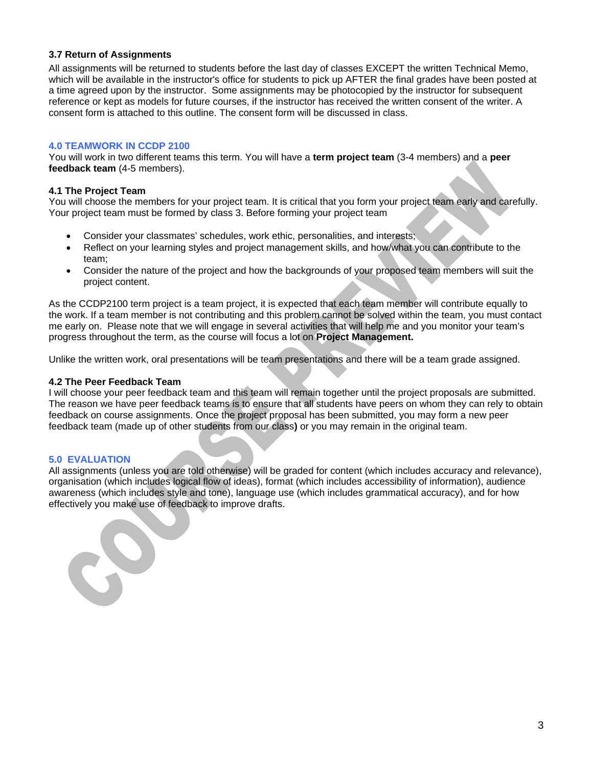### 3.7 Return of Assignments

All assignments will be returned to students before the last day of classes EXCEPT the written Technical Memo, which will be available in the instructor's office for students to pick up AFTER the final grades have been posted at a time agreed upon by the instructor. Some assignments may be photocopied by the instructor for subsequent reference or kept as models for future courses, if the instructor has received the written consent of the writer. A consent form is attached to this outline. The consent form will be discussed in class.

## 4.0 TEAMWORK IN CCDP 2100

You will work in two different teams this term. You will have a **term project team** (3-4 members) and a **peer feedback team** (4-5 members).

### 4.1 The Project Team

You will choose the members for your project team. It is critical that you form your project team early and carefully. Your project team must be formed by class 3. Before forming your project team

- Consider your classmates' schedules, work ethic, personalities, and interests;
- Reflect on your learning styles and project management skills, and how/what you can contribute to the team;
- Consider the nature of the project and how the backgrounds of your proposed team members will suit the project content.

As the CCDP2100 term project is a team project, it is expected that each team member will contribute equally to the work. If a team member is not contributing and this problem cannot be solved within the team, you must contact me early on. Please note that we will engage in several activities that will help me and you monitor your team's progress throughout the term, as the course will focus a lot on **Project Management.**

Unlike the written work, oral presentations will be team presentations and there will be a team grade assigned.

### 4.2 The Peer Feedback Team

I will choose your peer feedback team and this team will remain together until the project proposals are submitted. The reason we have peer feedback teams is to ensure that all students have peers on whom they can rely to obtain feedback on course assignments. Once the project proposal has been submitted, you may form a new peer feedback team (made up of other students from our class**)** or you may remain in the original team.

## 5.0 EVALUATION

All assignments (unless you are told otherwise) will be graded for content (which includes accuracy and relevance), organisation (which includes logical flow of ideas), format (which includes accessibility of information), audience awareness (which includes style and tone), language use (which includes grammatical accuracy), and for how effectively you make use of feedback to improve drafts.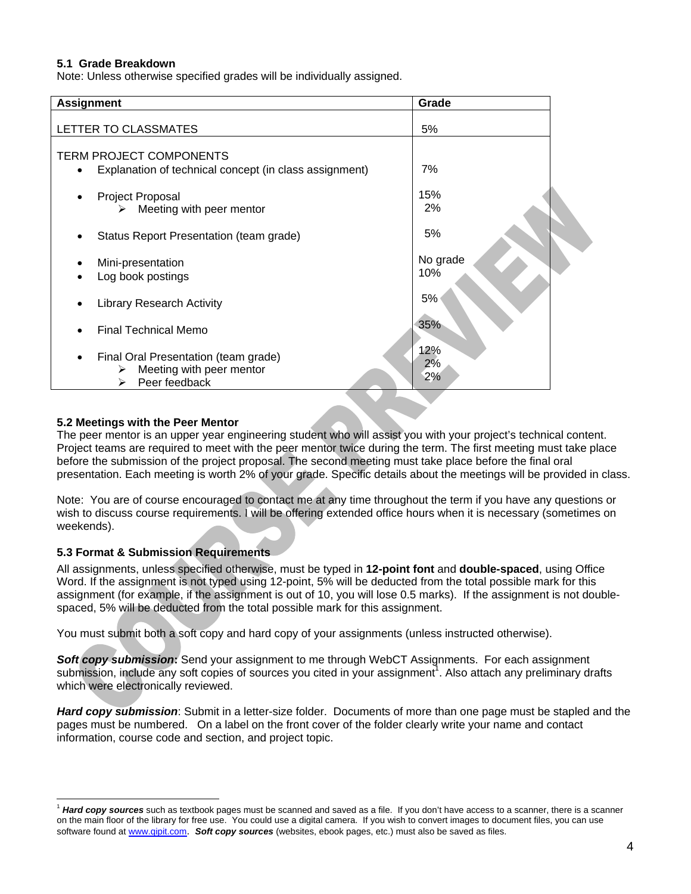### 5.1 Grade Breakdown

Note: Unless otherwise specified grades will be individually assigned.

| Assignment | Grade |
|---|---|
| LETTER TO CLASSMATES | 5% |
| TERM PROJECT COMPONENTS | |
| • Explanation of technical concept (in class assignment) | 7% |
| • Project Proposal | 15% |
| ➢ Meeting with peer mentor | 2% |
| • Status Report Presentation (team grade) | 5% |
| • Mini-presentation | No grade |
| • Log book postings | 10% |
| • Library Research Activity | 5% |
| • Final Technical Memo | 35% |
| • Final Oral Presentation (team grade) | 12% |
| ➢ Meeting with peer mentor | 2% |
| ➢ Peer feedback | 2% |

### 5.2 Meetings with the Peer Mentor

The peer mentor is an upper year engineering student who will assist you with your project's technical content. Project teams are required to meet with the peer mentor twice during the term. The first meeting must take place before the submission of the project proposal. The second meeting must take place before the final oral presentation. Each meeting is worth 2% of your grade. Specific details about the meetings will be provided in class.

Note: You are of course encouraged to contact me at any time throughout the term if you have any questions or wish to discuss course requirements. I will be offering extended office hours when it is necessary (sometimes on weekends).

### 5.3 Format & Submission Requirements

All assignments, unless specified otherwise, must be typed in **12-point font** and **double-spaced**, using Office Word. If the assignment is not typed using 12-point, 5% will be deducted from the total possible mark for this assignment (for example, if the assignment is out of 10, you will lose 0.5 marks). If the assignment is not double-spaced, 5% will be deducted from the total possible mark for this assignment.

You must submit both a soft copy and hard copy of your assignments (unless instructed otherwise).

***Soft copy submission:*** Send your assignment to me through WebCT Assignments. For each assignment submission, include any soft copies of sources you cited in your assignment[1]. Also attach any preliminary drafts which were electronically reviewed.

***Hard copy submission***: Submit in a letter-size folder. Documents of more than one page must be stapled and the pages must be numbered. On a label on the front cover of the folder clearly write your name and contact information, course code and section, and project topic.

[1] ***Hard copy sources*** such as textbook pages must be scanned and saved as a file. If you don't have access to a scanner, there is a scanner on the main floor of the library for free use. You could use a digital camera. If you wish to convert images to document files, you can use software found at www.qipit.com. ***Soft copy sources*** (websites, ebook pages, etc.) must also be saved as files.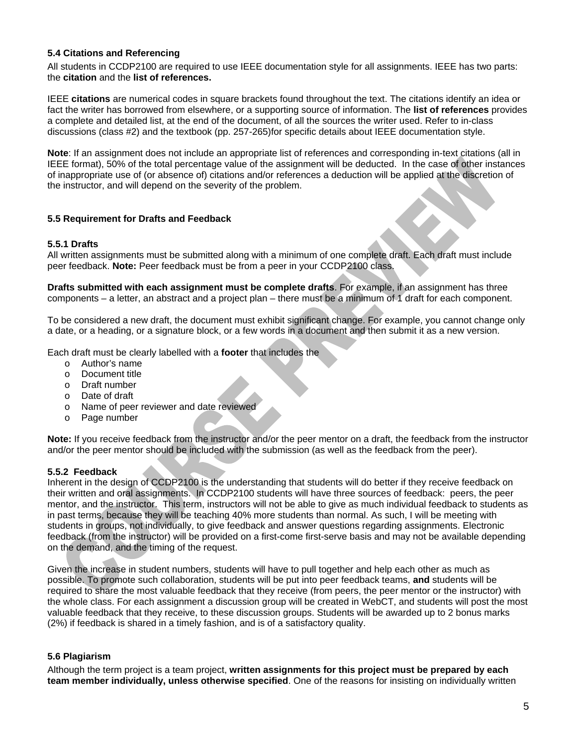### 5.4 Citations and Referencing

All students in CCDP2100 are required to use IEEE documentation style for all assignments. IEEE has two parts: the **citation** and the **list of references.**

IEEE **citations** are numerical codes in square brackets found throughout the text. The citations identify an idea or fact the writer has borrowed from elsewhere, or a supporting source of information. The **list of references** provides a complete and detailed list, at the end of the document, of all the sources the writer used. Refer to in-class discussions (class #2) and the textbook (pp. 257-265)for specific details about IEEE documentation style.

**Note**: If an assignment does not include an appropriate list of references and corresponding in-text citations (all in IEEE format), 50% of the total percentage value of the assignment will be deducted. In the case of other instances of inappropriate use of (or absence of) citations and/or references a deduction will be applied at the discretion of the instructor, and will depend on the severity of the problem.

### 5.5 Requirement for Drafts and Feedback

#### 5.5.1 Drafts

All written assignments must be submitted along with a minimum of one complete draft. Each draft must include peer feedback. **Note:** Peer feedback must be from a peer in your CCDP2100 class.

**Drafts submitted with each assignment must be complete drafts**. For example, if an assignment has three components – a letter, an abstract and a project plan – there must be a minimum of 1 draft for each component.

To be considered a new draft, the document must exhibit significant change. For example, you cannot change only a date, or a heading, or a signature block, or a few words in a document and then submit it as a new version.

Each draft must be clearly labelled with a **footer** that includes the

- Author's name
- Document title
- Draft number
- Date of draft
- Name of peer reviewer and date reviewed
- Page number

**Note:** If you receive feedback from the instructor and/or the peer mentor on a draft, the feedback from the instructor and/or the peer mentor should be included with the submission (as well as the feedback from the peer).

#### 5.5.2 Feedback

Inherent in the design of CCDP2100 is the understanding that students will do better if they receive feedback on their written and oral assignments. In CCDP2100 students will have three sources of feedback: peers, the peer mentor, and the instructor. This term, instructors will not be able to give as much individual feedback to students as in past terms, because they will be teaching 40% more students than normal. As such, I will be meeting with students in groups, not individually, to give feedback and answer questions regarding assignments. Electronic feedback (from the instructor) will be provided on a first-come first-serve basis and may not be available depending on the demand, and the timing of the request.

Given the increase in student numbers, students will have to pull together and help each other as much as possible. To promote such collaboration, students will be put into peer feedback teams, **and** students will be required to share the most valuable feedback that they receive (from peers, the peer mentor or the instructor) with the whole class. For each assignment a discussion group will be created in WebCT, and students will post the most valuable feedback that they receive, to these discussion groups. Students will be awarded up to 2 bonus marks (2%) if feedback is shared in a timely fashion, and is of a satisfactory quality.

### 5.6 Plagiarism

Although the term project is a team project, **written assignments for this project must be prepared by each team member individually, unless otherwise specified**. One of the reasons for insisting on individually written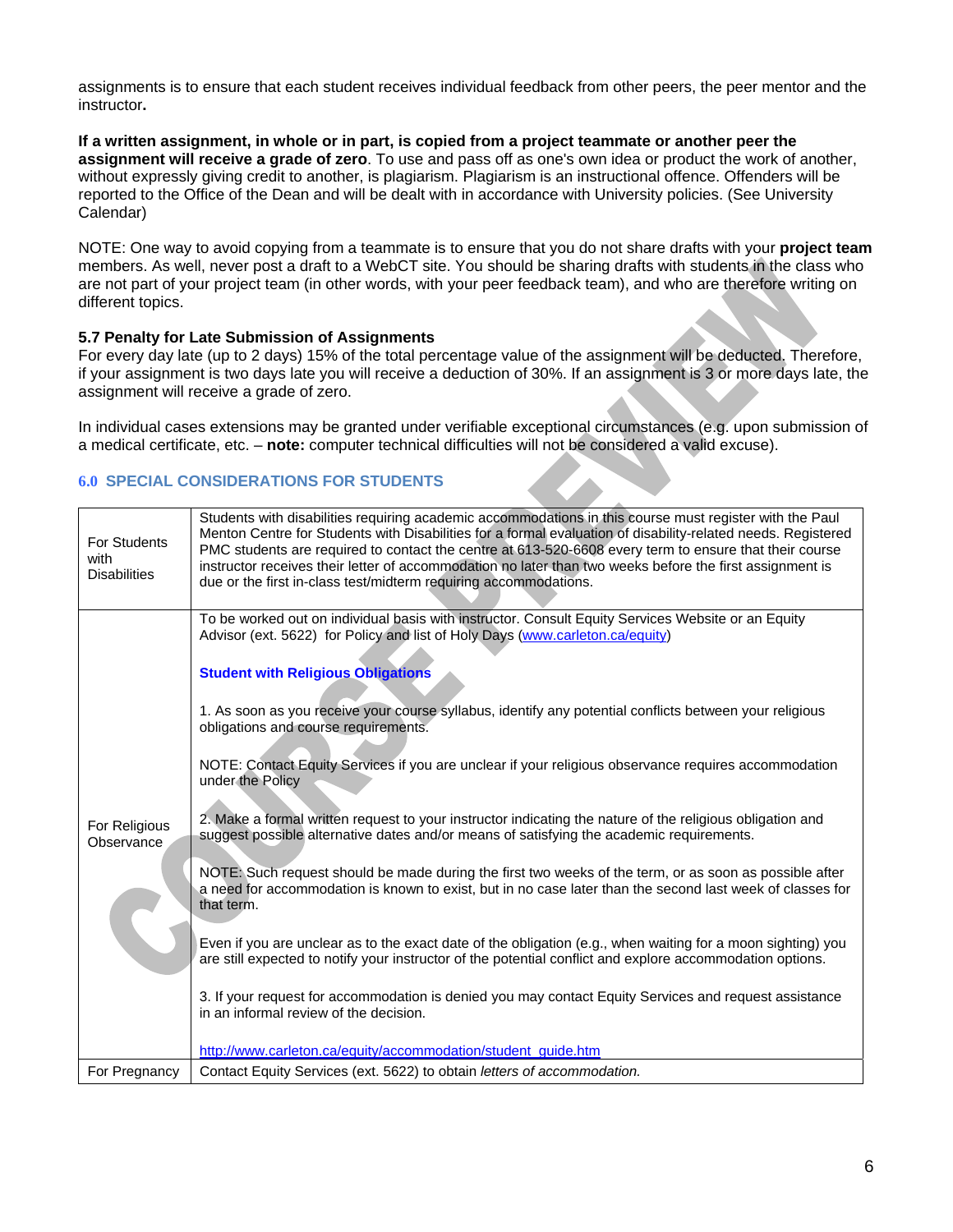assignments is to ensure that each student receives individual feedback from other peers, the peer mentor and the instructor**.**

**If a written assignment, in whole or in part, is copied from a project teammate or another peer the assignment will receive a grade of zero**. To use and pass off as one's own idea or product the work of another, without expressly giving credit to another, is plagiarism. Plagiarism is an instructional offence. Offenders will be reported to the Office of the Dean and will be dealt with in accordance with University policies. (See University Calendar)

NOTE: One way to avoid copying from a teammate is to ensure that you do not share drafts with your **project team** members. As well, never post a draft to a WebCT site. You should be sharing drafts with students in the class who are not part of your project team (in other words, with your peer feedback team), and who are therefore writing on different topics.

### 5.7 Penalty for Late Submission of Assignments

For every day late (up to 2 days) 15% of the total percentage value of the assignment will be deducted. Therefore, if your assignment is two days late you will receive a deduction of 30%. If an assignment is 3 or more days late, the assignment will receive a grade of zero.

In individual cases extensions may be granted under verifiable exceptional circumstances (e.g. upon submission of a medical certificate, etc. – **note:** computer technical difficulties will not be considered a valid excuse).

## 6.0 SPECIAL CONSIDERATIONS FOR STUDENTS

| | |
|---|---|
| For Students with Disabilities | Students with disabilities requiring academic accommodations in this course must register with the Paul Menton Centre for Students with Disabilities for a formal evaluation of disability-related needs. Registered PMC students are required to contact the centre at 613-520-6608 every term to ensure that their course instructor receives their letter of accommodation no later than two weeks before the first assignment is due or the first in-class test/midterm requiring accommodations. |
| For Religious Observance | To be worked out on individual basis with instructor. Consult Equity Services Website or an Equity Advisor (ext. 5622) for Policy and list of Holy Days ([www.carleton.ca/equity](www.carleton.ca/equity))<br><br>**Student with Religious Obligations**<br><br>1. As soon as you receive your course syllabus, identify any potential conflicts between your religious obligations and course requirements.<br><br>NOTE: Contact Equity Services if you are unclear if your religious observance requires accommodation under the Policy<br><br>2. Make a formal written request to your instructor indicating the nature of the religious obligation and suggest possible alternative dates and/or means of satisfying the academic requirements.<br><br>NOTE: Such request should be made during the first two weeks of the term, or as soon as possible after a need for accommodation is known to exist, but in no case later than the second last week of classes for that term.<br><br>Even if you are unclear as to the exact date of the obligation (e.g., when waiting for a moon sighting) you are still expected to notify your instructor of the potential conflict and explore accommodation options.<br><br>3. If your request for accommodation is denied you may contact Equity Services and request assistance in an informal review of the decision.<br><br>http://www.carleton.ca/equity/accommodation/student_guide.htm |
| For Pregnancy | Contact Equity Services (ext. 5622) to obtain *letters of accommodation.* |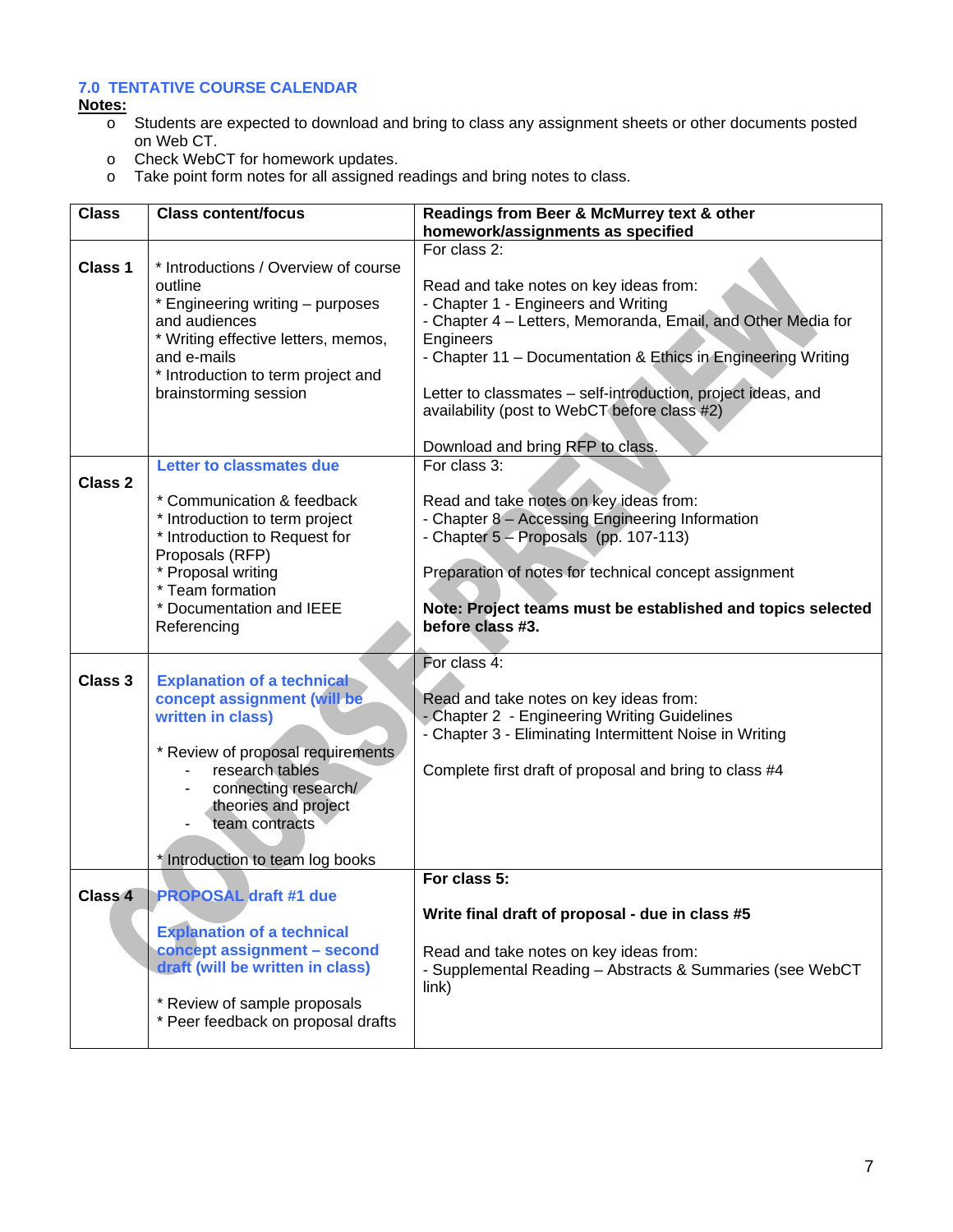## 7.0 TENTATIVE COURSE CALENDAR

**Notes:**

- Students are expected to download and bring to class any assignment sheets or other documents posted on Web CT.
- Check WebCT for homework updates.
- Take point form notes for all assigned readings and bring notes to class.

| Class | Class content/focus | Readings from Beer & McMurrey text & other homework/assignments as specified |
|---|---|---|
| **Class 1** | * Introductions / Overview of course outline<br>* Engineering writing – purposes and audiences<br>* Writing effective letters, memos, and e-mails<br>* Introduction to term project and brainstorming session | For class 2:<br><br>Read and take notes on key ideas from:<br>- Chapter 1 - Engineers and Writing<br>- Chapter 4 – Letters, Memoranda, Email, and Other Media for Engineers<br>- Chapter 11 – Documentation & Ethics in Engineering Writing<br><br>Letter to classmates – self-introduction, project ideas, and availability (post to WebCT before class #2)<br><br>Download and bring RFP to class. |
| **Class 2** | **Letter to classmates due**<br><br>* Communication & feedback<br>* Introduction to term project<br>* Introduction to Request for Proposals (RFP)<br>* Proposal writing<br>* Team formation<br>* Documentation and IEEE Referencing | For class 3:<br><br>Read and take notes on key ideas from:<br>- Chapter 8 – Accessing Engineering Information<br>- Chapter 5 – Proposals (pp. 107-113)<br><br>Preparation of notes for technical concept assignment<br><br>**Note: Project teams must be established and topics selected before class #3.** |
| **Class 3** | **Explanation of a technical concept assignment (will be written in class)**<br><br>* Review of proposal requirements<br>- research tables<br>- connecting research/ theories and project<br>- team contracts<br><br>* Introduction to team log books | For class 4:<br><br>Read and take notes on key ideas from:<br>- Chapter 2 - Engineering Writing Guidelines<br>- Chapter 3 - Eliminating Intermittent Noise in Writing<br><br>Complete first draft of proposal and bring to class #4 |
| **Class 4** | **PROPOSAL draft #1 due**<br><br>**Explanation of a technical concept assignment – second draft (will be written in class)**<br><br>* Review of sample proposals<br>* Peer feedback on proposal drafts | **For class 5:**<br><br>**Write final draft of proposal - due in class #5**<br><br>Read and take notes on key ideas from:<br>- Supplemental Reading – Abstracts & Summaries (see WebCT link) |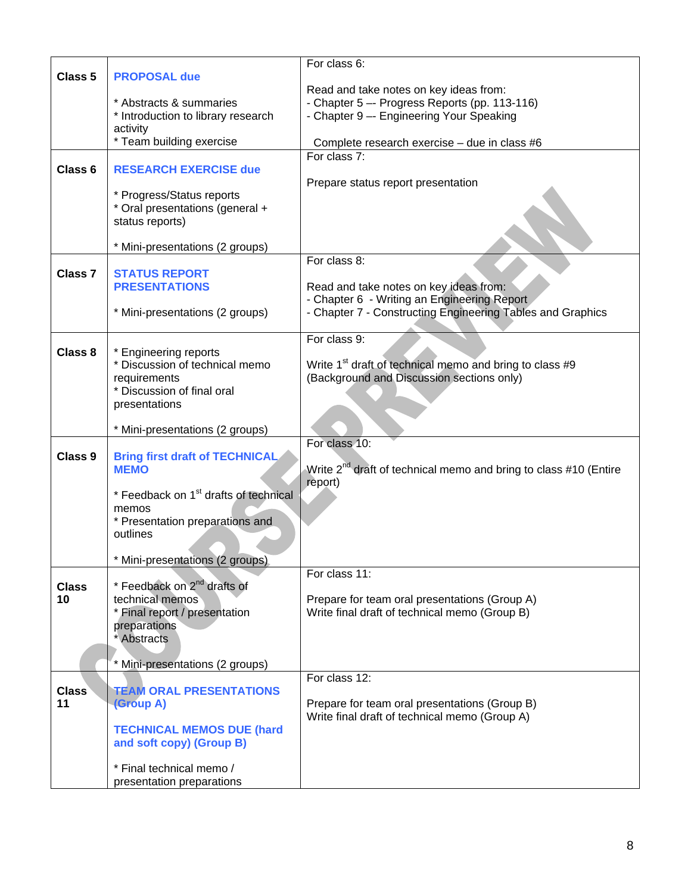| | | |
|---|---|---|
| **Class 5** | **PROPOSAL due**<br><br>* Abstracts & summaries<br>* Introduction to library research activity<br>* Team building exercise | For class 6:<br><br>Read and take notes on key ideas from:<br>- Chapter 5 –- Progress Reports (pp. 113-116)<br>- Chapter 9 –- Engineering Your Speaking<br><br>Complete research exercise – due in class #6 |
| **Class 6** | **RESEARCH EXERCISE due**<br><br>* Progress/Status reports<br>* Oral presentations (general + status reports)<br><br>* Mini-presentations (2 groups) | For class 7:<br><br>Prepare status report presentation |
| **Class 7** | **STATUS REPORT PRESENTATIONS**<br><br>* Mini-presentations (2 groups) | For class 8:<br><br>Read and take notes on key ideas from:<br>- Chapter 6 - Writing an Engineering Report<br>- Chapter 7 - Constructing Engineering Tables and Graphics |
| **Class 8** | * Engineering reports<br>* Discussion of technical memo requirements<br>* Discussion of final oral presentations<br><br>* Mini-presentations (2 groups) | For class 9:<br><br>Write 1st draft of technical memo and bring to class #9 (Background and Discussion sections only) |
| **Class 9** | **Bring first draft of TECHNICAL MEMO**<br><br>* Feedback on 1st drafts of technical memos<br>* Presentation preparations and outlines<br><br>* Mini-presentations (2 groups) | For class 10:<br><br>Write 2nd draft of technical memo and bring to class #10 (Entire report) |
| **Class 10** | * Feedback on 2nd drafts of technical memos<br>* Final report / presentation preparations<br>* Abstracts<br><br>* Mini-presentations (2 groups) | For class 11:<br><br>Prepare for team oral presentations (Group A)<br>Write final draft of technical memo (Group B) |
| **Class 11** | **TEAM ORAL PRESENTATIONS (Group A)**<br><br>**TECHNICAL MEMOS DUE (hard and soft copy) (Group B)**<br><br>* Final technical memo / presentation preparations | For class 12:<br><br>Prepare for team oral presentations (Group B)<br>Write final draft of technical memo (Group A) |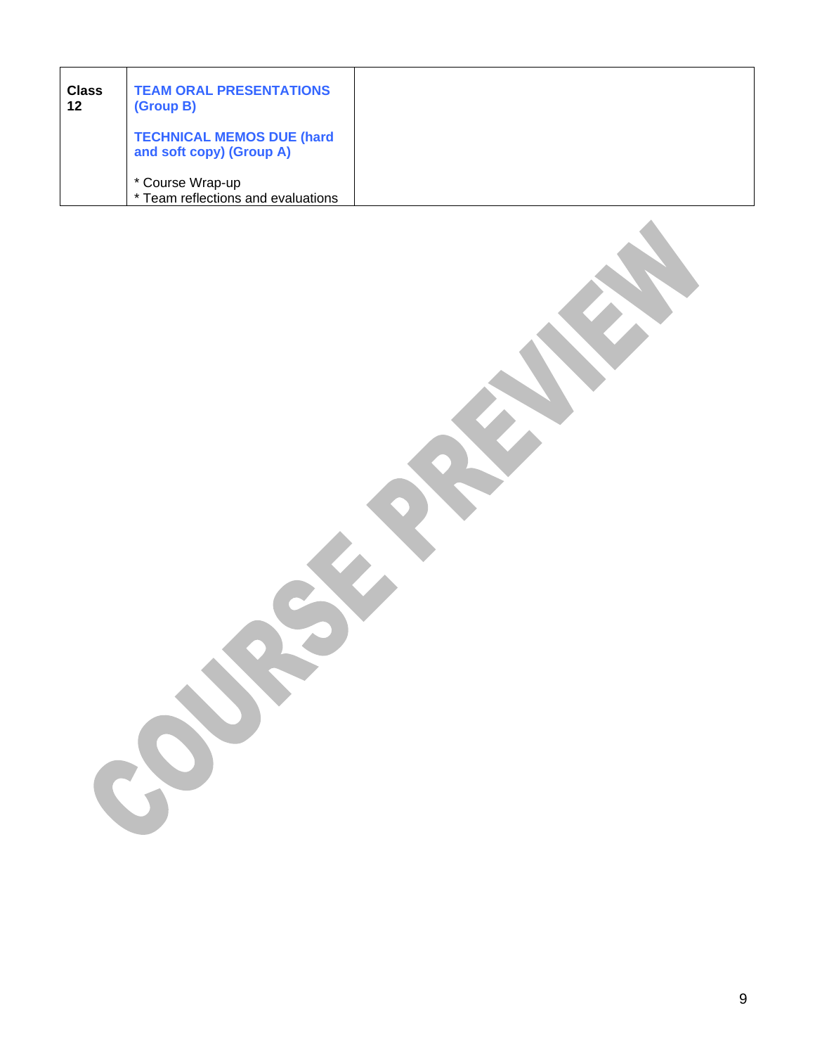| | | |
|---|---|---|
| **Class 12** | **TEAM ORAL PRESENTATIONS (Group B)**<br><br>**TECHNICAL MEMOS DUE (hard and soft copy) (Group A)**<br><br>* Course Wrap-up<br>* Team reflections and evaluations | |